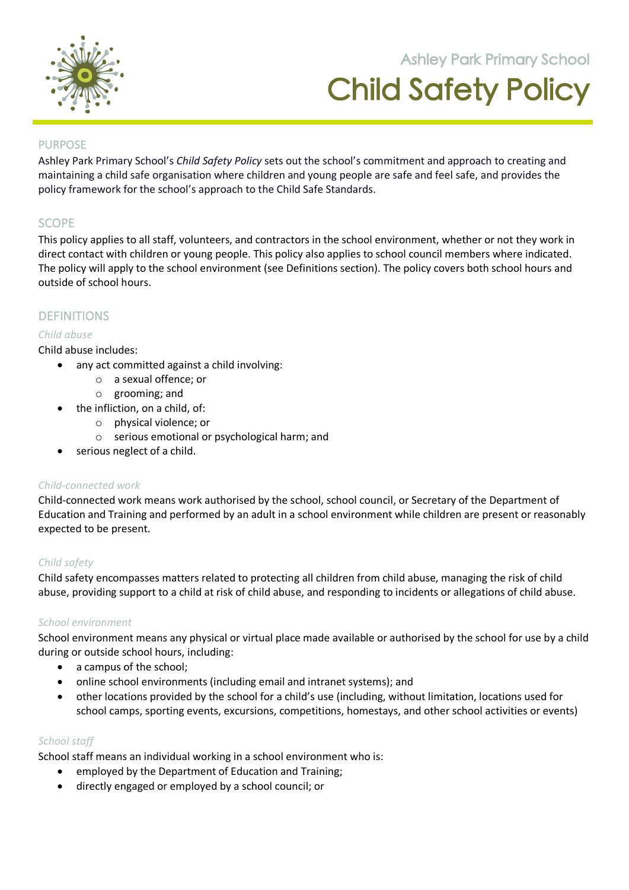Ashley Park Primary School

# Child Safety Policy

## PURPOSE

Ashley Park Primary School's *Child Safety Policy* sets out the school's commitment and approach to creating and maintaining a child safe organisation where children and young people are safe and feel safe, and provides the policy framework for the school's approach to the Child Safe Standards.

## SCOPE

This policy applies to all staff, volunteers, and contractors in the school environment, whether or not they work in direct contact with children or young people. This policy also applies to school council members where indicated. The policy will apply to the school environment (see Definitions section). The policy covers both school hours and outside of school hours.

## DEFINITIONS

### *Child abuse*

Child abuse includes:

- any act committed against a child involving:
  - a sexual offence; or
  - grooming; and
- the infliction, on a child, of:
  - physical violence; or
  - serious emotional or psychological harm; and
- serious neglect of a child.

### *Child-connected work*

Child-connected work means work authorised by the school, school council, or Secretary of the Department of Education and Training and performed by an adult in a school environment while children are present or reasonably expected to be present.

### *Child safety*

Child safety encompasses matters related to protecting all children from child abuse, managing the risk of child abuse, providing support to a child at risk of child abuse, and responding to incidents or allegations of child abuse.

### *School environment*

School environment means any physical or virtual place made available or authorised by the school for use by a child during or outside school hours, including:

- a campus of the school;
- online school environments (including email and intranet systems); and
- other locations provided by the school for a child's use (including, without limitation, locations used for school camps, sporting events, excursions, competitions, homestays, and other school activities or events)

### *School staff*

School staff means an individual working in a school environment who is:

- employed by the Department of Education and Training;
- directly engaged or employed by a school council; or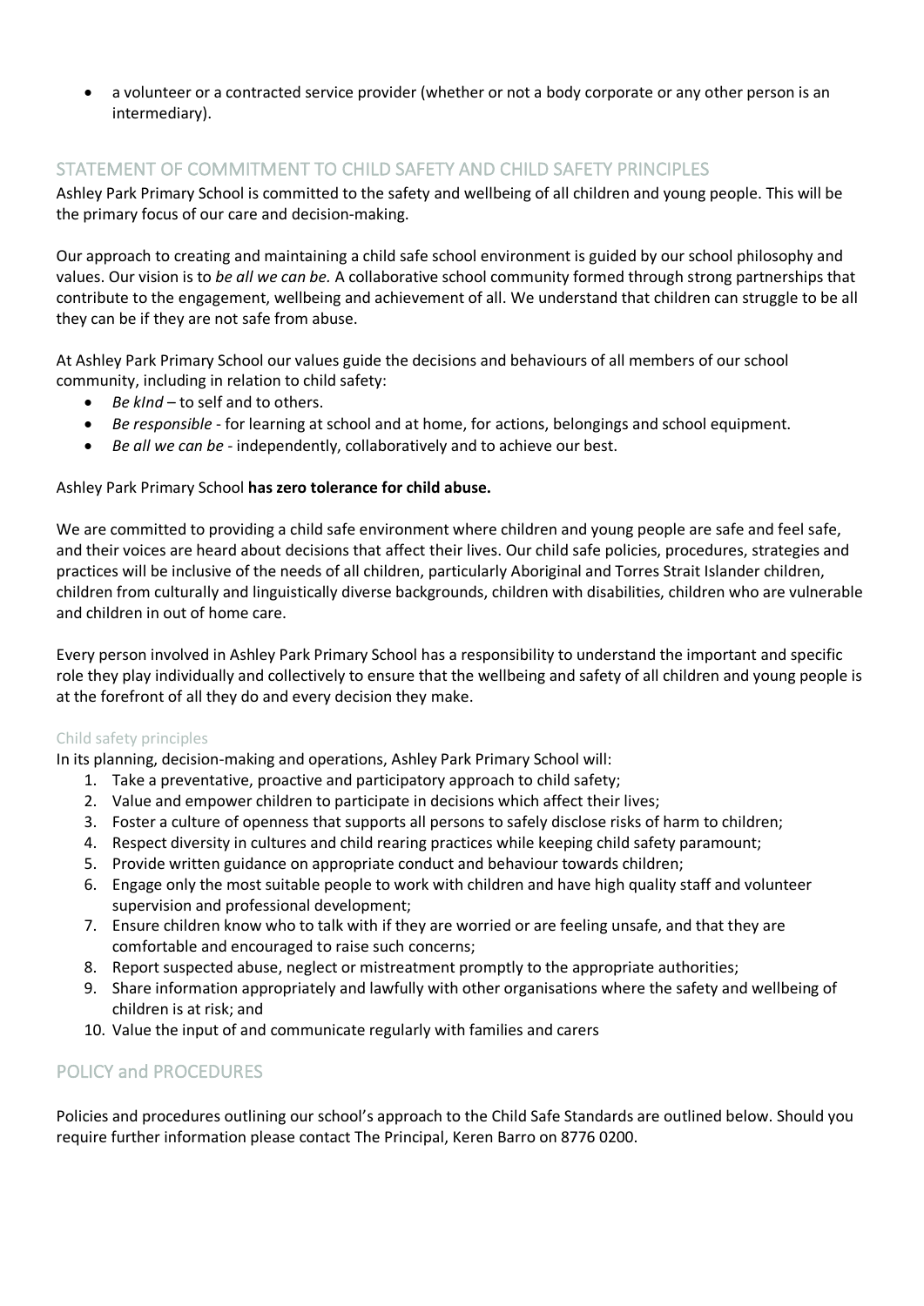- a volunteer or a contracted service provider (whether or not a body corporate or any other person is an intermediary).

## STATEMENT OF COMMITMENT TO CHILD SAFETY AND CHILD SAFETY PRINCIPLES

Ashley Park Primary School is committed to the safety and wellbeing of all children and young people. This will be the primary focus of our care and decision-making.

Our approach to creating and maintaining a child safe school environment is guided by our school philosophy and values. Our vision is to *be all we can be.* A collaborative school community formed through strong partnerships that contribute to the engagement, wellbeing and achievement of all. We understand that children can struggle to be all they can be if they are not safe from abuse.

At Ashley Park Primary School our values guide the decisions and behaviours of all members of our school community, including in relation to child safety:

- *Be kInd* – to self and to others.
- *Be responsible* - for learning at school and at home, for actions, belongings and school equipment.
- *Be all we can be* - independently, collaboratively and to achieve our best.

Ashley Park Primary School **has zero tolerance for child abuse.**

We are committed to providing a child safe environment where children and young people are safe and feel safe, and their voices are heard about decisions that affect their lives. Our child safe policies, procedures, strategies and practices will be inclusive of the needs of all children, particularly Aboriginal and Torres Strait Islander children, children from culturally and linguistically diverse backgrounds, children with disabilities, children who are vulnerable and children in out of home care.

Every person involved in Ashley Park Primary School has a responsibility to understand the important and specific role they play individually and collectively to ensure that the wellbeing and safety of all children and young people is at the forefront of all they do and every decision they make.

### Child safety principles

In its planning, decision-making and operations, Ashley Park Primary School will:

1. Take a preventative, proactive and participatory approach to child safety;
2. Value and empower children to participate in decisions which affect their lives;
3. Foster a culture of openness that supports all persons to safely disclose risks of harm to children;
4. Respect diversity in cultures and child rearing practices while keeping child safety paramount;
5. Provide written guidance on appropriate conduct and behaviour towards children;
6. Engage only the most suitable people to work with children and have high quality staff and volunteer supervision and professional development;
7. Ensure children know who to talk with if they are worried or are feeling unsafe, and that they are comfortable and encouraged to raise such concerns;
8. Report suspected abuse, neglect or mistreatment promptly to the appropriate authorities;
9. Share information appropriately and lawfully with other organisations where the safety and wellbeing of children is at risk; and
10. Value the input of and communicate regularly with families and carers

## POLICY and PROCEDURES

Policies and procedures outlining our school's approach to the Child Safe Standards are outlined below. Should you require further information please contact The Principal, Keren Barro on 8776 0200.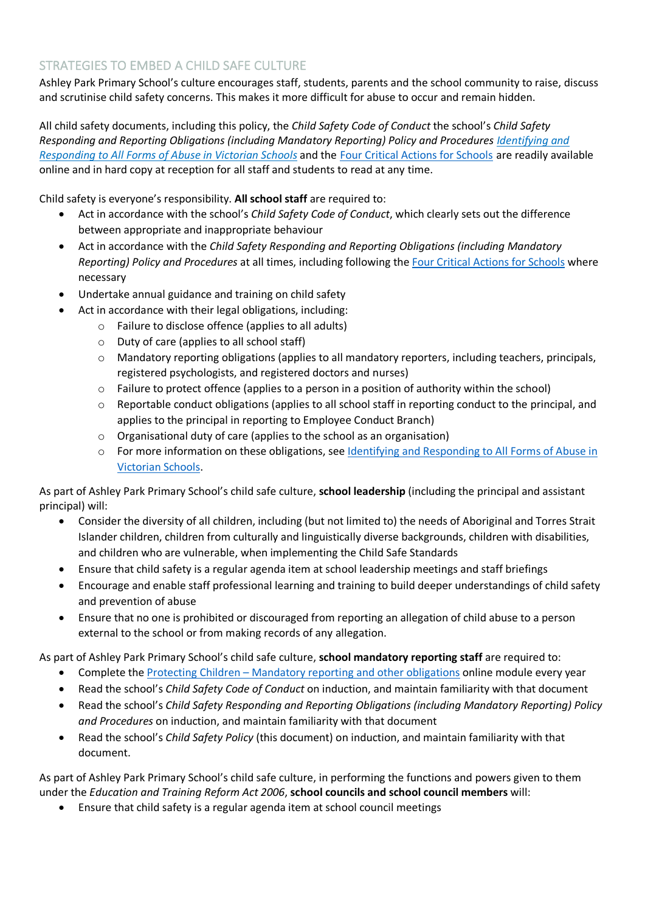## STRATEGIES TO EMBED A CHILD SAFE CULTURE

Ashley Park Primary School's culture encourages staff, students, parents and the school community to raise, discuss and scrutinise child safety concerns. This makes it more difficult for abuse to occur and remain hidden.

All child safety documents, including this policy, the *Child Safety Code of Conduct* the school's *Child Safety Responding and Reporting Obligations (including Mandatory Reporting) Policy and Procedures* *Identifying and Responding to All Forms of Abuse in Victorian Schools* and the Four Critical Actions for Schools are readily available online and in hard copy at reception for all staff and students to read at any time.

Child safety is everyone's responsibility. **All school staff** are required to:

- Act in accordance with the school's *Child Safety Code of Conduct*, which clearly sets out the difference between appropriate and inappropriate behaviour
- Act in accordance with the *Child Safety Responding and Reporting Obligations (including Mandatory Reporting) Policy and Procedures* at all times, including following the Four Critical Actions for Schools where necessary
- Undertake annual guidance and training on child safety
- Act in accordance with their legal obligations, including:
  - Failure to disclose offence (applies to all adults)
  - Duty of care (applies to all school staff)
  - Mandatory reporting obligations (applies to all mandatory reporters, including teachers, principals, registered psychologists, and registered doctors and nurses)
  - Failure to protect offence (applies to a person in a position of authority within the school)
  - Reportable conduct obligations (applies to all school staff in reporting conduct to the principal, and applies to the principal in reporting to Employee Conduct Branch)
  - Organisational duty of care (applies to the school as an organisation)
  - For more information on these obligations, see Identifying and Responding to All Forms of Abuse in Victorian Schools.

As part of Ashley Park Primary School's child safe culture, **school leadership** (including the principal and assistant principal) will:

- Consider the diversity of all children, including (but not limited to) the needs of Aboriginal and Torres Strait Islander children, children from culturally and linguistically diverse backgrounds, children with disabilities, and children who are vulnerable, when implementing the Child Safe Standards
- Ensure that child safety is a regular agenda item at school leadership meetings and staff briefings
- Encourage and enable staff professional learning and training to build deeper understandings of child safety and prevention of abuse
- Ensure that no one is prohibited or discouraged from reporting an allegation of child abuse to a person external to the school or from making records of any allegation.

As part of Ashley Park Primary School's child safe culture, **school mandatory reporting staff** are required to:

- Complete the Protecting Children – Mandatory reporting and other obligations online module every year
- Read the school's *Child Safety Code of Conduct* on induction, and maintain familiarity with that document
- Read the school's *Child Safety Responding and Reporting Obligations (including Mandatory Reporting) Policy and Procedures* on induction, and maintain familiarity with that document
- Read the school's *Child Safety Policy* (this document) on induction, and maintain familiarity with that document.

As part of Ashley Park Primary School's child safe culture, in performing the functions and powers given to them under the *Education and Training Reform Act 2006*, **school councils and school council members** will:

- Ensure that child safety is a regular agenda item at school council meetings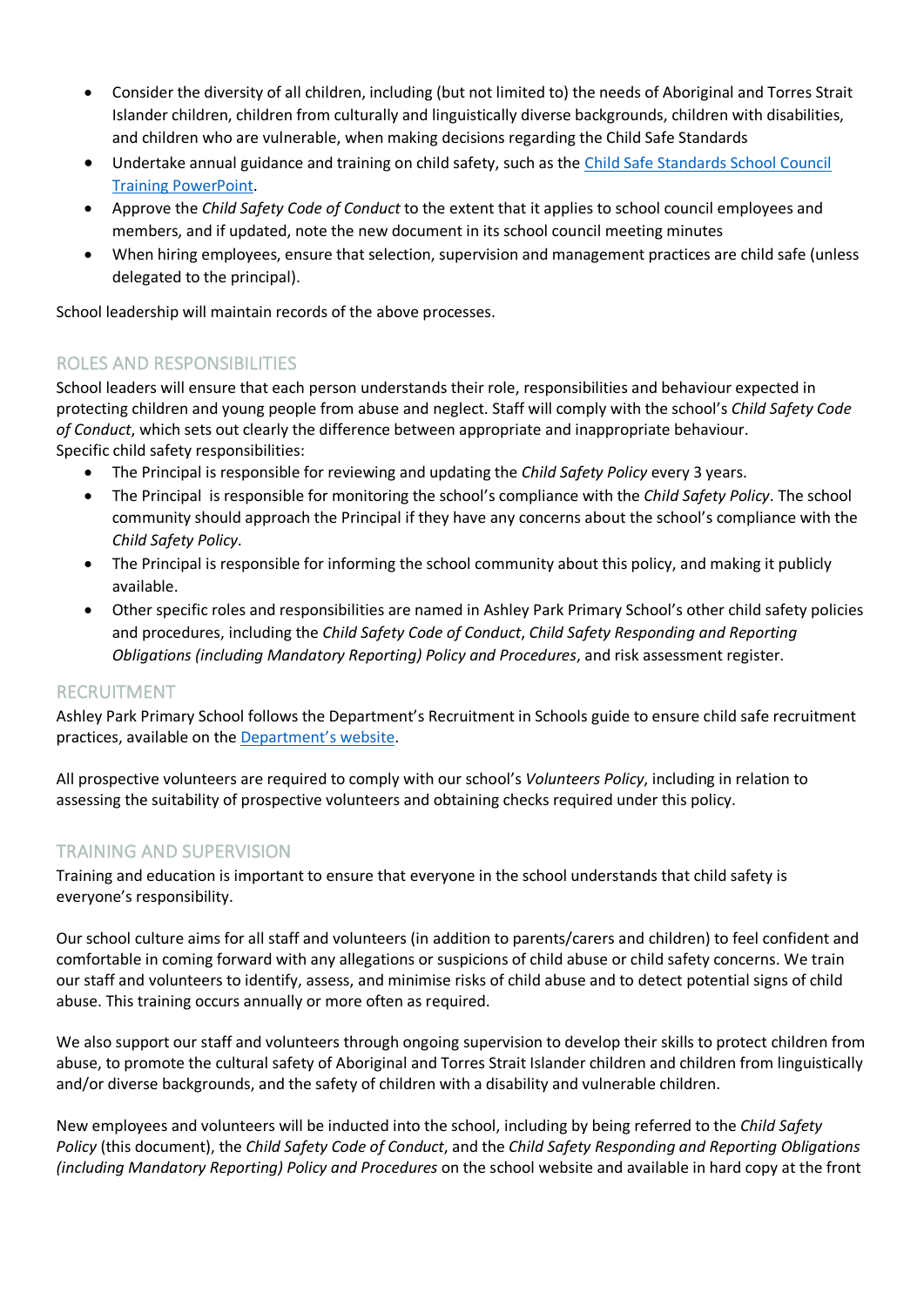- Consider the diversity of all children, including (but not limited to) the needs of Aboriginal and Torres Strait Islander children, children from culturally and linguistically diverse backgrounds, children with disabilities, and children who are vulnerable, when making decisions regarding the Child Safe Standards
- Undertake annual guidance and training on child safety, such as the [Child Safe Standards School Council Training PowerPoint](#).
- Approve the *Child Safety Code of Conduct* to the extent that it applies to school council employees and members, and if updated, note the new document in its school council meeting minutes
- When hiring employees, ensure that selection, supervision and management practices are child safe (unless delegated to the principal).

School leadership will maintain records of the above processes.

## ROLES AND RESPONSIBILITIES

School leaders will ensure that each person understands their role, responsibilities and behaviour expected in protecting children and young people from abuse and neglect. Staff will comply with the school's *Child Safety Code of Conduct*, which sets out clearly the difference between appropriate and inappropriate behaviour.
Specific child safety responsibilities:

- The Principal is responsible for reviewing and updating the *Child Safety Policy* every 3 years.
- The Principal is responsible for monitoring the school's compliance with the *Child Safety Policy*. The school community should approach the Principal if they have any concerns about the school's compliance with the *Child Safety Policy*.
- The Principal is responsible for informing the school community about this policy, and making it publicly available.
- Other specific roles and responsibilities are named in Ashley Park Primary School's other child safety policies and procedures, including the *Child Safety Code of Conduct*, *Child Safety Responding and Reporting Obligations (including Mandatory Reporting) Policy and Procedures*, and risk assessment register.

## RECRUITMENT

Ashley Park Primary School follows the Department's Recruitment in Schools guide to ensure child safe recruitment practices, available on the [Department's website](#).

All prospective volunteers are required to comply with our school's *Volunteers Policy*, including in relation to assessing the suitability of prospective volunteers and obtaining checks required under this policy.

## TRAINING AND SUPERVISION

Training and education is important to ensure that everyone in the school understands that child safety is everyone's responsibility.

Our school culture aims for all staff and volunteers (in addition to parents/carers and children) to feel confident and comfortable in coming forward with any allegations or suspicions of child abuse or child safety concerns. We train our staff and volunteers to identify, assess, and minimise risks of child abuse and to detect potential signs of child abuse. This training occurs annually or more often as required.

We also support our staff and volunteers through ongoing supervision to develop their skills to protect children from abuse, to promote the cultural safety of Aboriginal and Torres Strait Islander children and children from linguistically and/or diverse backgrounds, and the safety of children with a disability and vulnerable children.

New employees and volunteers will be inducted into the school, including by being referred to the *Child Safety Policy* (this document), the *Child Safety Code of Conduct*, and the *Child Safety Responding and Reporting Obligations (including Mandatory Reporting) Policy and Procedures* on the school website and available in hard copy at the front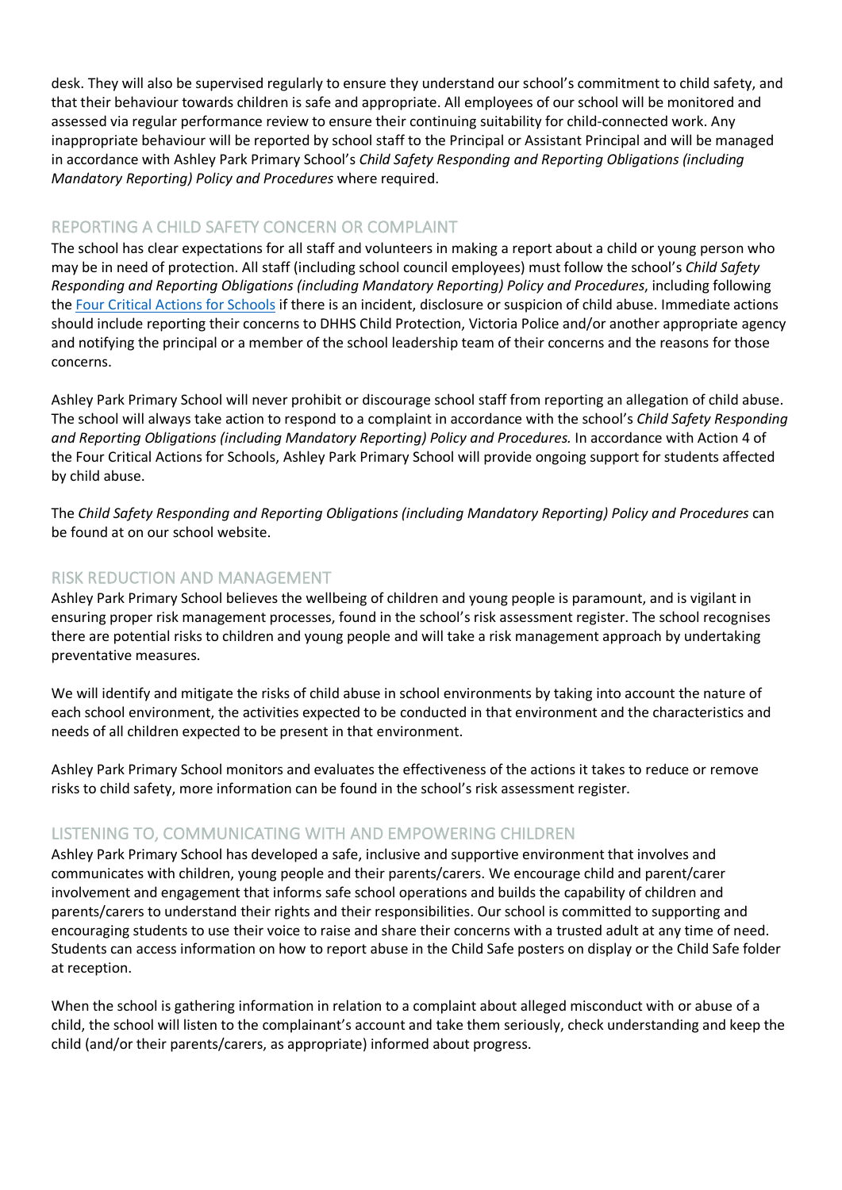desk. They will also be supervised regularly to ensure they understand our school's commitment to child safety, and that their behaviour towards children is safe and appropriate. All employees of our school will be monitored and assessed via regular performance review to ensure their continuing suitability for child-connected work. Any inappropriate behaviour will be reported by school staff to the Principal or Assistant Principal and will be managed in accordance with Ashley Park Primary School's *Child Safety Responding and Reporting Obligations (including Mandatory Reporting) Policy and Procedures* where required.

## REPORTING A CHILD SAFETY CONCERN OR COMPLAINT

The school has clear expectations for all staff and volunteers in making a report about a child or young person who may be in need of protection. All staff (including school council employees) must follow the school's *Child Safety Responding and Reporting Obligations (including Mandatory Reporting) Policy and Procedures*, including following the [Four Critical Actions for Schools] if there is an incident, disclosure or suspicion of child abuse. Immediate actions should include reporting their concerns to DHHS Child Protection, Victoria Police and/or another appropriate agency and notifying the principal or a member of the school leadership team of their concerns and the reasons for those concerns.

Ashley Park Primary School will never prohibit or discourage school staff from reporting an allegation of child abuse. The school will always take action to respond to a complaint in accordance with the school's *Child Safety Responding and Reporting Obligations (including Mandatory Reporting) Policy and Procedures.* In accordance with Action 4 of the Four Critical Actions for Schools, Ashley Park Primary School will provide ongoing support for students affected by child abuse.

The *Child Safety Responding and Reporting Obligations (including Mandatory Reporting) Policy and Procedures* can be found at on our school website.

## RISK REDUCTION AND MANAGEMENT

Ashley Park Primary School believes the wellbeing of children and young people is paramount, and is vigilant in ensuring proper risk management processes, found in the school's risk assessment register. The school recognises there are potential risks to children and young people and will take a risk management approach by undertaking preventative measures.

We will identify and mitigate the risks of child abuse in school environments by taking into account the nature of each school environment, the activities expected to be conducted in that environment and the characteristics and needs of all children expected to be present in that environment.

Ashley Park Primary School monitors and evaluates the effectiveness of the actions it takes to reduce or remove risks to child safety, more information can be found in the school's risk assessment register.

## LISTENING TO, COMMUNICATING WITH AND EMPOWERING CHILDREN

Ashley Park Primary School has developed a safe, inclusive and supportive environment that involves and communicates with children, young people and their parents/carers. We encourage child and parent/carer involvement and engagement that informs safe school operations and builds the capability of children and parents/carers to understand their rights and their responsibilities. Our school is committed to supporting and encouraging students to use their voice to raise and share their concerns with a trusted adult at any time of need. Students can access information on how to report abuse in the Child Safe posters on display or the Child Safe folder at reception.

When the school is gathering information in relation to a complaint about alleged misconduct with or abuse of a child, the school will listen to the complainant's account and take them seriously, check understanding and keep the child (and/or their parents/carers, as appropriate) informed about progress.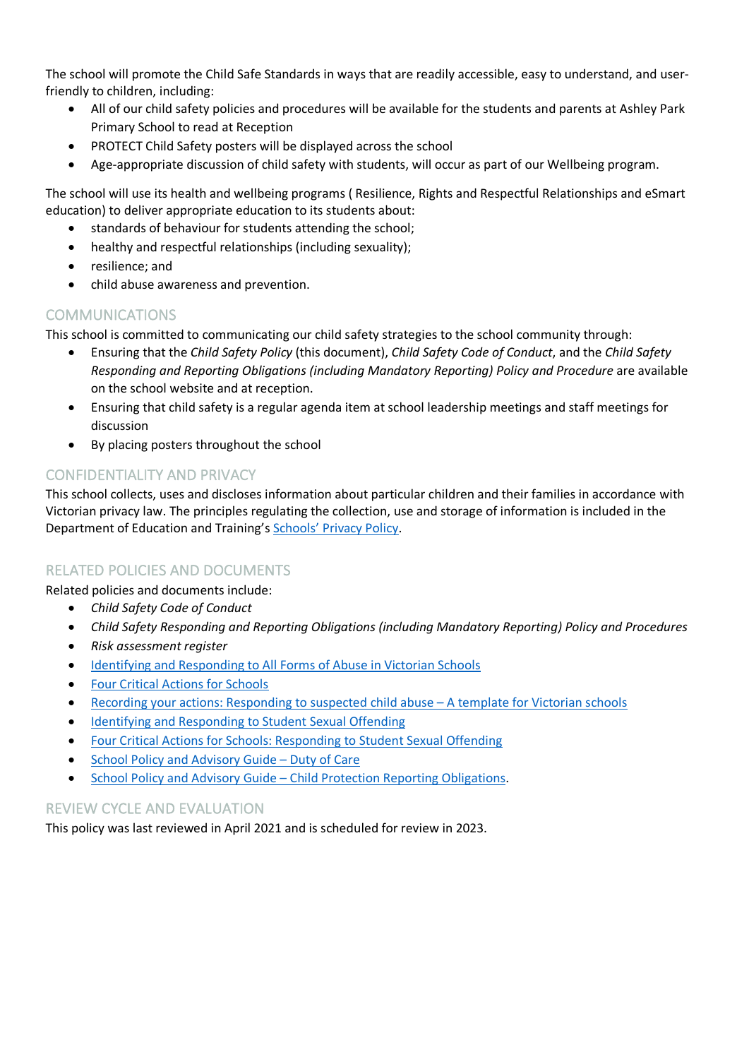The school will promote the Child Safe Standards in ways that are readily accessible, easy to understand, and user-friendly to children, including:

- All of our child safety policies and procedures will be available for the students and parents at Ashley Park Primary School to read at Reception
- PROTECT Child Safety posters will be displayed across the school
- Age-appropriate discussion of child safety with students, will occur as part of our Wellbeing program.

The school will use its health and wellbeing programs ( Resilience, Rights and Respectful Relationships and eSmart education) to deliver appropriate education to its students about:

- standards of behaviour for students attending the school;
- healthy and respectful relationships (including sexuality);
- resilience; and
- child abuse awareness and prevention.

## COMMUNICATIONS

This school is committed to communicating our child safety strategies to the school community through:

- Ensuring that the *Child Safety Policy* (this document), *Child Safety Code of Conduct*, and the *Child Safety Responding and Reporting Obligations (including Mandatory Reporting) Policy and Procedure* are available on the school website and at reception.
- Ensuring that child safety is a regular agenda item at school leadership meetings and staff meetings for discussion
- By placing posters throughout the school

## CONFIDENTIALITY AND PRIVACY

This school collects, uses and discloses information about particular children and their families in accordance with Victorian privacy law. The principles regulating the collection, use and storage of information is included in the Department of Education and Training's Schools' Privacy Policy.

## RELATED POLICIES AND DOCUMENTS

Related policies and documents include:

- *Child Safety Code of Conduct*
- *Child Safety Responding and Reporting Obligations (including Mandatory Reporting) Policy and Procedures*
- *Risk assessment register*
- Identifying and Responding to All Forms of Abuse in Victorian Schools
- Four Critical Actions for Schools
- Recording your actions: Responding to suspected child abuse – A template for Victorian schools
- Identifying and Responding to Student Sexual Offending
- Four Critical Actions for Schools: Responding to Student Sexual Offending
- School Policy and Advisory Guide – Duty of Care
- School Policy and Advisory Guide – Child Protection Reporting Obligations.

## REVIEW CYCLE AND EVALUATION

This policy was last reviewed in April 2021 and is scheduled for review in 2023.